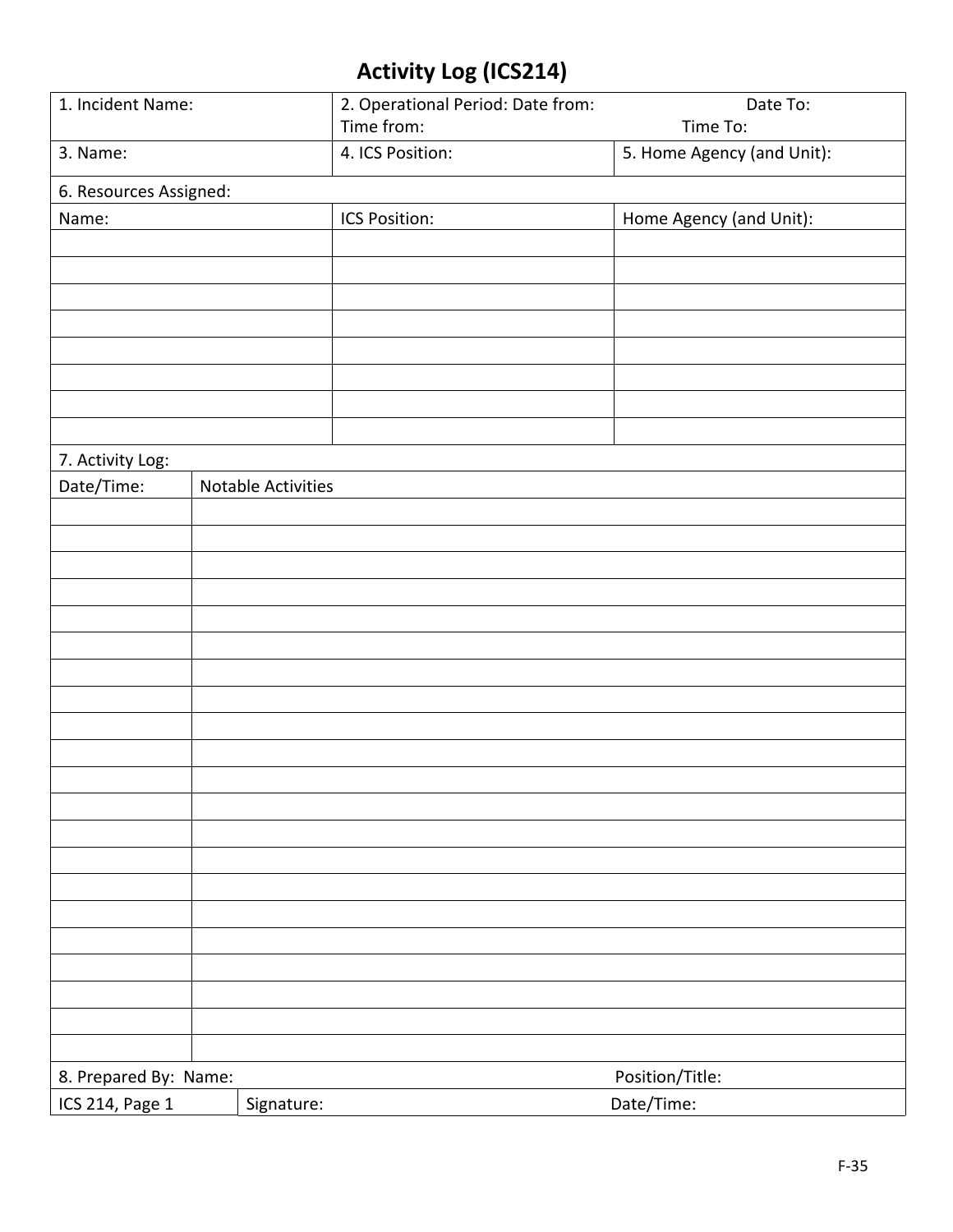# Activity Log (ICS214)

| 1. Incident Name: | 2. Operational Period: Date from: Date To: Time from: Time To: | |
|---|---|---|
| 3. Name: | 4. ICS Position: | 5. Home Agency (and Unit): |

| 6. Resources Assigned: | | |
|---|---|---|
| Name: | ICS Position: | Home Agency (and Unit): |
| | | |
| | | |
| | | |
| | | |
| | | |
| | | |
| | | |
| | | |

| 7. Activity Log: | |
|---|---|
| Date/Time: | Notable Activities |
| | |
| | |
| | |
| | |
| | |
| | |
| | |
| | |
| | |
| | |
| | |
| | |
| | |
| | |
| | |
| | |
| | |
| | |
| | |
| | |
| | |

| 8. Prepared By: Name: | | Position/Title: |
|---|---|---|
| ICS 214, Page 1 | Signature: | Date/Time: |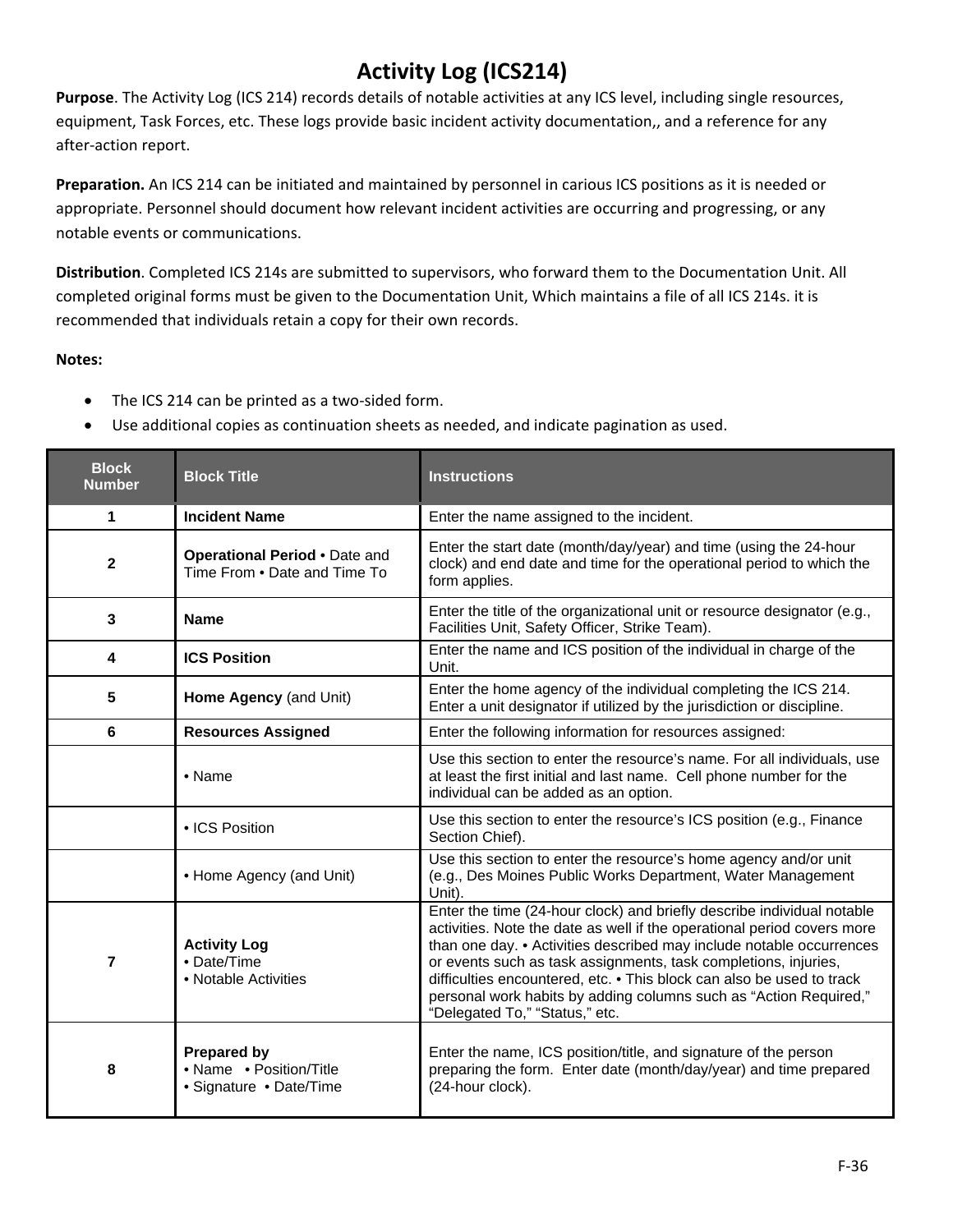# Activity Log (ICS214)

**Purpose**. The Activity Log (ICS 214) records details of notable activities at any ICS level, including single resources, equipment, Task Forces, etc. These logs provide basic incident activity documentation,, and a reference for any after-action report.

**Preparation.** An ICS 214 can be initiated and maintained by personnel in carious ICS positions as it is needed or appropriate. Personnel should document how relevant incident activities are occurring and progressing, or any notable events or communications.

**Distribution**. Completed ICS 214s are submitted to supervisors, who forward them to the Documentation Unit. All completed original forms must be given to the Documentation Unit, Which maintains a file of all ICS 214s. it is recommended that individuals retain a copy for their own records.

**Notes:**

- The ICS 214 can be printed as a two-sided form.
- Use additional copies as continuation sheets as needed, and indicate pagination as used.

| Block Number | Block Title | Instructions |
|---|---|---|
| 1 | **Incident Name** | Enter the name assigned to the incident. |
| 2 | **Operational Period** • Date and Time From • Date and Time To | Enter the start date (month/day/year) and time (using the 24-hour clock) and end date and time for the operational period to which the form applies. |
| 3 | **Name** | Enter the title of the organizational unit or resource designator (e.g., Facilities Unit, Safety Officer, Strike Team). |
| 4 | **ICS Position** | Enter the name and ICS position of the individual in charge of the Unit. |
| 5 | **Home Agency** (and Unit) | Enter the home agency of the individual completing the ICS 214. Enter a unit designator if utilized by the jurisdiction or discipline. |
| 6 | **Resources Assigned** | Enter the following information for resources assigned: |
| | • Name | Use this section to enter the resource's name. For all individuals, use at least the first initial and last name. Cell phone number for the individual can be added as an option. |
| | • ICS Position | Use this section to enter the resource's ICS position (e.g., Finance Section Chief). |
| | • Home Agency (and Unit) | Use this section to enter the resource's home agency and/or unit (e.g., Des Moines Public Works Department, Water Management Unit). |
| 7 | **Activity Log** • Date/Time • Notable Activities | Enter the time (24-hour clock) and briefly describe individual notable activities. Note the date as well if the operational period covers more than one day. • Activities described may include notable occurrences or events such as task assignments, task completions, injuries, difficulties encountered, etc. • This block can also be used to track personal work habits by adding columns such as "Action Required," "Delegated To," "Status," etc. |
| 8 | **Prepared by** • Name • Position/Title • Signature • Date/Time | Enter the name, ICS position/title, and signature of the person preparing the form. Enter date (month/day/year) and time prepared (24-hour clock). |